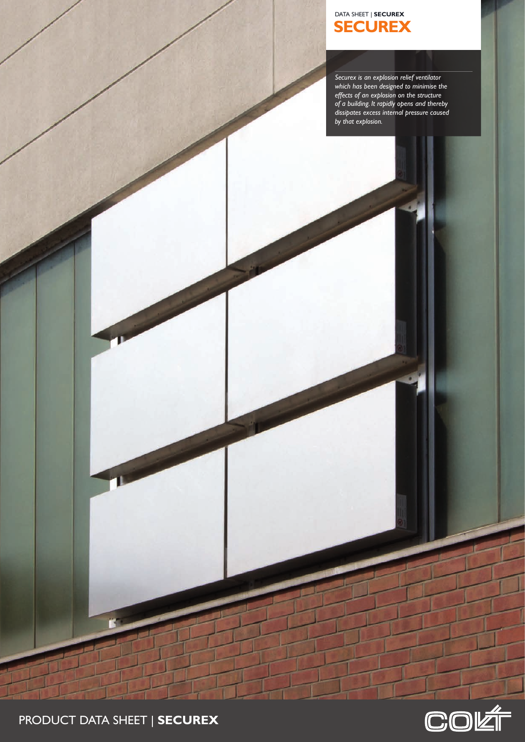DATA SHEET | **SECUREX**

# SECUREX

*Securex is an explosion relief ventilator which has been designed to minimise the effects of an explosion on the structure of a building. It rapidly opens and thereby dissipates excess internal pressure caused by that explosion.*

PRODUCT DATA SHEET | **SECUREX**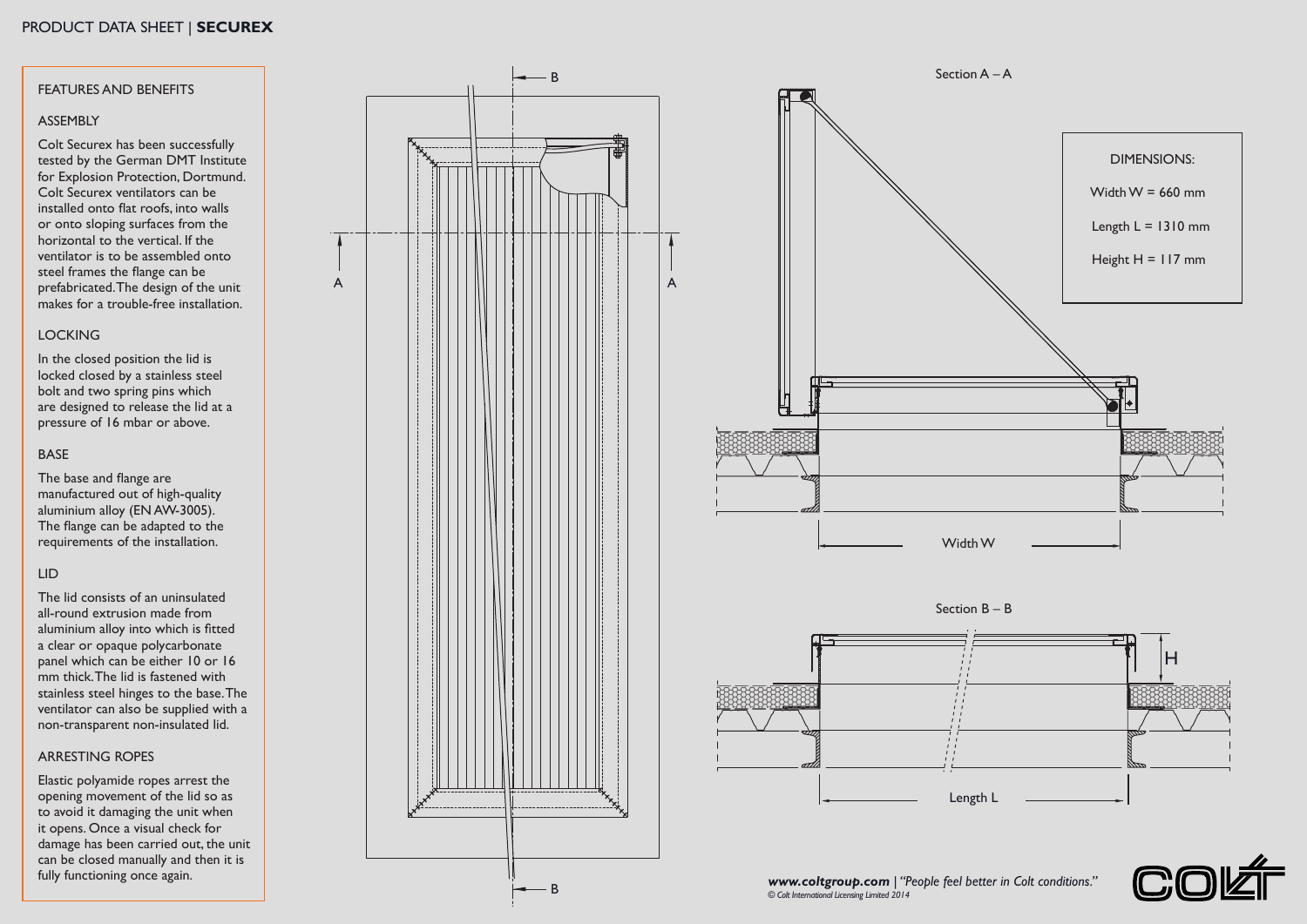PRODUCT DATA SHEET | **SECUREX**

## FEATURES AND BENEFITS

### ASSEMBLY

Colt Securex has been successfully tested by the German DMT Institute for Explosion Protection, Dortmund. Colt Securex ventilators can be installed onto flat roofs, into walls or onto sloping surfaces from the horizontal to the vertical. If the ventilator is to be assembled onto steel frames the flange can be prefabricated. The design of the unit makes for a trouble-free installation.

### LOCKING

In the closed position the lid is locked closed by a stainless steel bolt and two spring pins which are designed to release the lid at a pressure of 16 mbar or above.

### BASE

The base and flange are manufactured out of high-quality aluminium alloy (EN AW-3005). The flange can be adapted to the requirements of the installation.

### LID

The lid consists of an uninsulated all-round extrusion made from aluminium alloy into which is fitted a clear or opaque polycarbonate panel which can be either 10 or 16 mm thick. The lid is fastened with stainless steel hinges to the base. The ventilator can also be supplied with a non-transparent non-insulated lid.

### ARRESTING ROPES

Elastic polyamide ropes arrest the opening movement of the lid so as to avoid it damaging the unit when it opens. Once a visual check for damage has been carried out, the unit can be closed manually and then it is fully functioning once again.

B

A

A

B

Section A – A

DIMENSIONS:

Width W = 660 mm

Length L = 1310 mm

Height H = 117 mm

Width W

Section B – B

H

Length L

***www.coltgroup.com*** | *"People feel better in Colt conditions."*

*© Colt International Licensing Limited 2014*

COLT